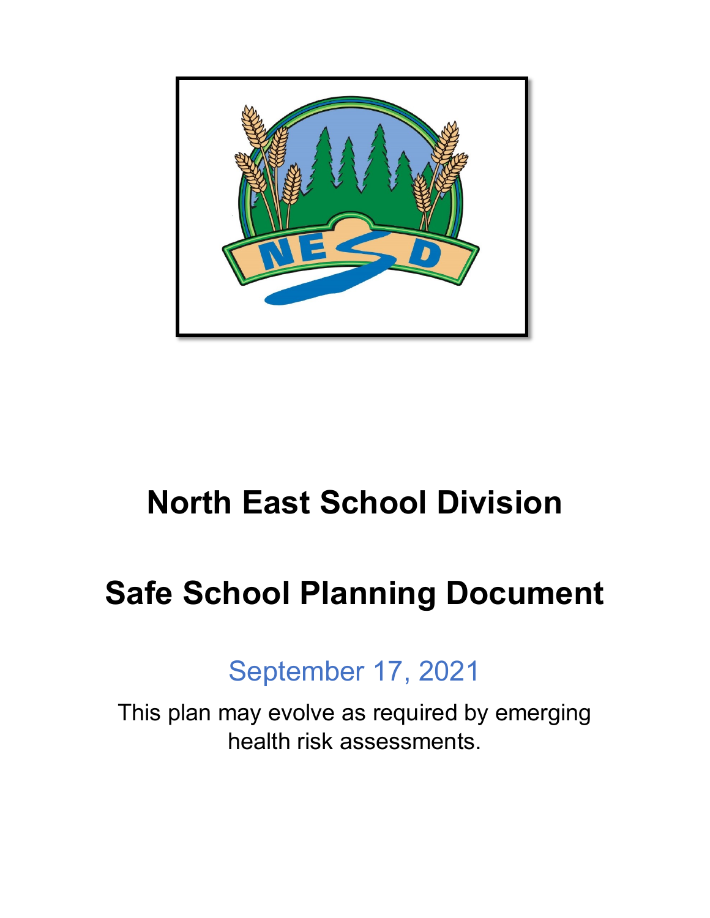# North East School Division

# Safe School Planning Document

September 17, 2021

This plan may evolve as required by emerging health risk assessments.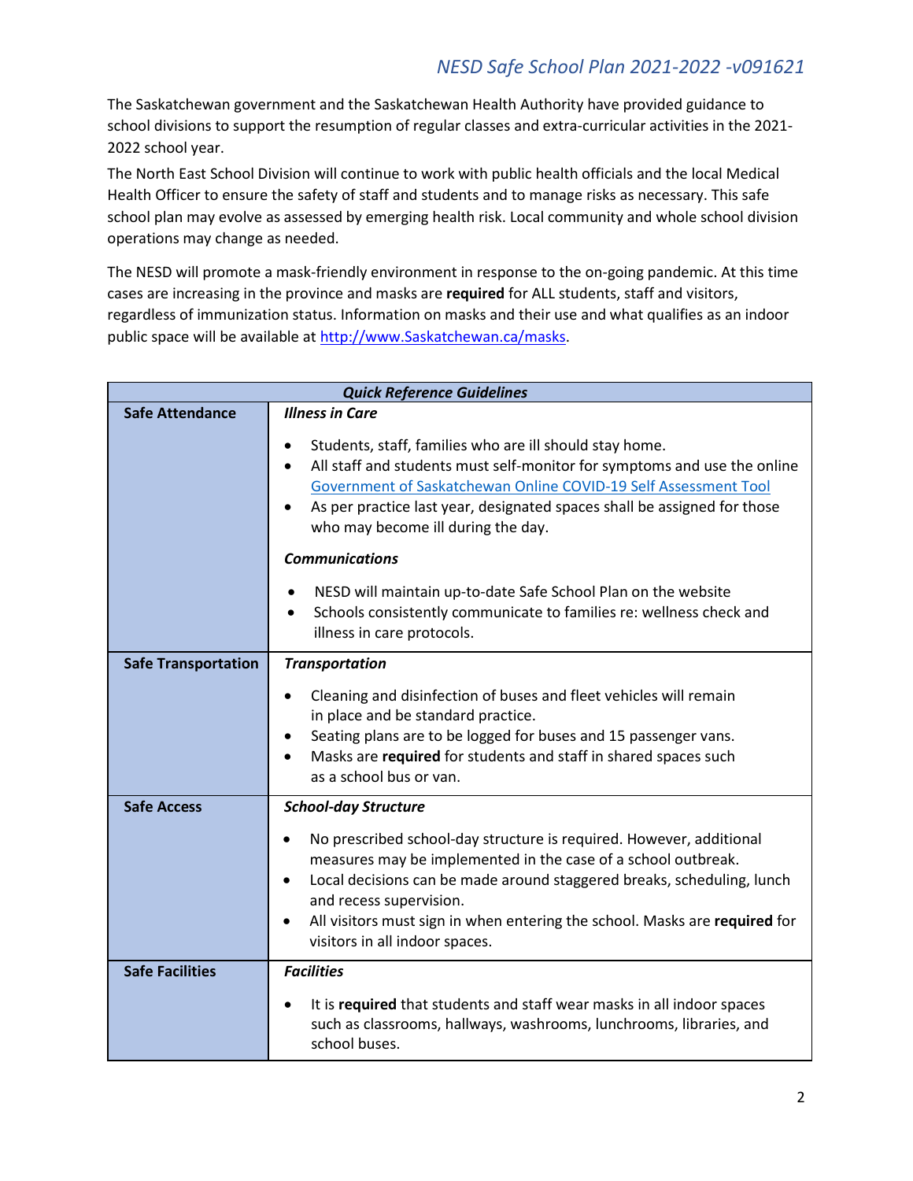The Saskatchewan government and the Saskatchewan Health Authority have provided guidance to school divisions to support the resumption of regular classes and extra-curricular activities in the 2021-2022 school year.

The North East School Division will continue to work with public health officials and the local Medical Health Officer to ensure the safety of staff and students and to manage risks as necessary. This safe school plan may evolve as assessed by emerging health risk. Local community and whole school division operations may change as needed.

The NESD will promote a mask-friendly environment in response to the on-going pandemic. At this time cases are increasing in the province and masks are **required** for ALL students, staff and visitors, regardless of immunization status. Information on masks and their use and what qualifies as an indoor public space will be available at http://www.Saskatchewan.ca/masks.

| ***Quick Reference Guidelines*** | |
|---|---|
| **Safe Attendance** | ***Illness in Care***<br>• Students, staff, families who are ill should stay home.<br>• All staff and students must self-monitor for symptoms and use the online Government of Saskatchewan Online COVID-19 Self Assessment Tool<br>• As per practice last year, designated spaces shall be assigned for those who may become ill during the day.<br>***Communications***<br>• NESD will maintain up-to-date Safe School Plan on the website<br>• Schools consistently communicate to families re: wellness check and illness in care protocols. |
| **Safe Transportation** | ***Transportation***<br>• Cleaning and disinfection of buses and fleet vehicles will remain in place and be standard practice.<br>• Seating plans are to be logged for buses and 15 passenger vans.<br>• Masks are **required** for students and staff in shared spaces such as a school bus or van. |
| **Safe Access** | ***School-day Structure***<br>• No prescribed school-day structure is required. However, additional measures may be implemented in the case of a school outbreak.<br>• Local decisions can be made around staggered breaks, scheduling, lunch and recess supervision.<br>• All visitors must sign in when entering the school. Masks are **required** for visitors in all indoor spaces. |
| **Safe Facilities** | ***Facilities***<br>• It is **required** that students and staff wear masks in all indoor spaces such as classrooms, hallways, washrooms, lunchrooms, libraries, and school buses. |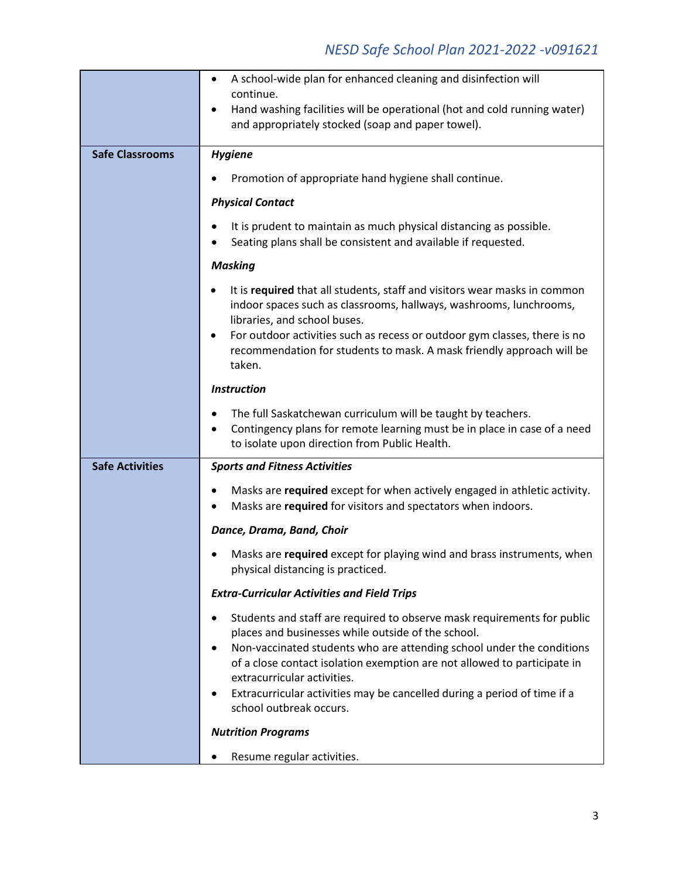| | |
|---|---|
| | • A school-wide plan for enhanced cleaning and disinfection will continue.<br>• Hand washing facilities will be operational (hot and cold running water) and appropriately stocked (soap and paper towel). |
| **Safe Classrooms** | ***Hygiene***<br>• Promotion of appropriate hand hygiene shall continue.<br>***Physical Contact***<br>• It is prudent to maintain as much physical distancing as possible.<br>• Seating plans shall be consistent and available if requested.<br>***Masking***<br>• It is **required** that all students, staff and visitors wear masks in common indoor spaces such as classrooms, hallways, washrooms, lunchrooms, libraries, and school buses.<br>• For outdoor activities such as recess or outdoor gym classes, there is no recommendation for students to mask. A mask friendly approach will be taken.<br>***Instruction***<br>• The full Saskatchewan curriculum will be taught by teachers.<br>• Contingency plans for remote learning must be in place in case of a need to isolate upon direction from Public Health. |
| **Safe Activities** | ***Sports and Fitness Activities***<br>• Masks are **required** except for when actively engaged in athletic activity.<br>• Masks are **required** for visitors and spectators when indoors.<br>***Dance, Drama, Band, Choir***<br>• Masks are **required** except for playing wind and brass instruments, when physical distancing is practiced.<br>***Extra-Curricular Activities and Field Trips***<br>• Students and staff are required to observe mask requirements for public places and businesses while outside of the school.<br>• Non-vaccinated students who are attending school under the conditions of a close contact isolation exemption are not allowed to participate in extracurricular activities.<br>• Extracurricular activities may be cancelled during a period of time if a school outbreak occurs.<br>***Nutrition Programs***<br>• Resume regular activities. |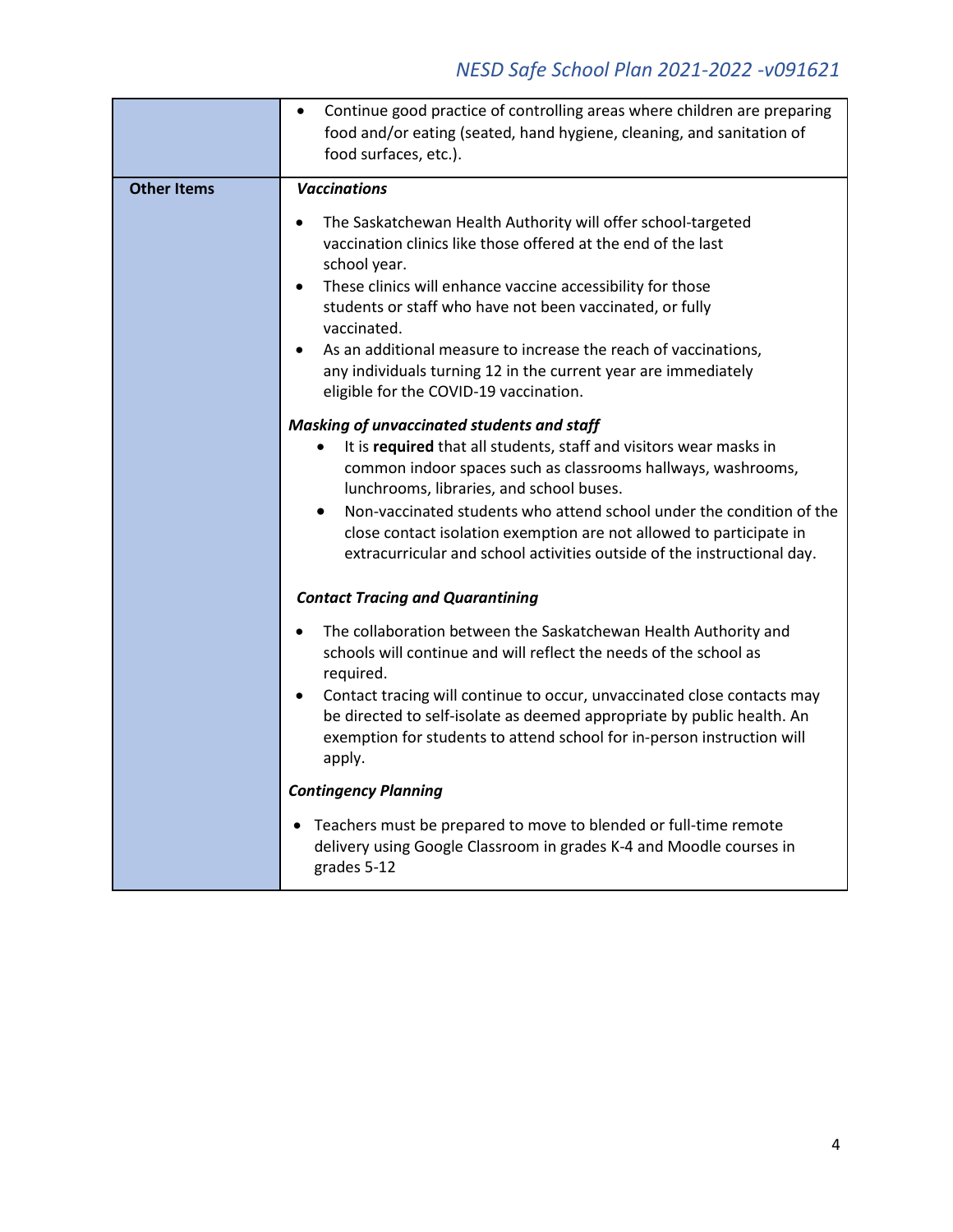| | |
|---|---|
| | • Continue good practice of controlling areas where children are preparing food and/or eating (seated, hand hygiene, cleaning, and sanitation of food surfaces, etc.). |
| **Other Items** | ***Vaccinations*** <br><br> • The Saskatchewan Health Authority will offer school-targeted vaccination clinics like those offered at the end of the last school year. <br> • These clinics will enhance vaccine accessibility for those students or staff who have not been vaccinated, or fully vaccinated. <br> • As an additional measure to increase the reach of vaccinations, any individuals turning 12 in the current year are immediately eligible for the COVID-19 vaccination. <br><br> ***Masking of unvaccinated students and staff*** <br> • It is **required** that all students, staff and visitors wear masks in common indoor spaces such as classrooms hallways, washrooms, lunchrooms, libraries, and school buses. <br> • Non-vaccinated students who attend school under the condition of the close contact isolation exemption are not allowed to participate in extracurricular and school activities outside of the instructional day. <br><br> ***Contact Tracing and Quarantining*** <br><br> • The collaboration between the Saskatchewan Health Authority and schools will continue and will reflect the needs of the school as required. <br> • Contact tracing will continue to occur, unvaccinated close contacts may be directed to self-isolate as deemed appropriate by public health. An exemption for students to attend school for in-person instruction will apply. <br><br> ***Contingency Planning*** <br><br> • Teachers must be prepared to move to blended or full-time remote delivery using Google Classroom in grades K-4 and Moodle courses in grades 5-12 |